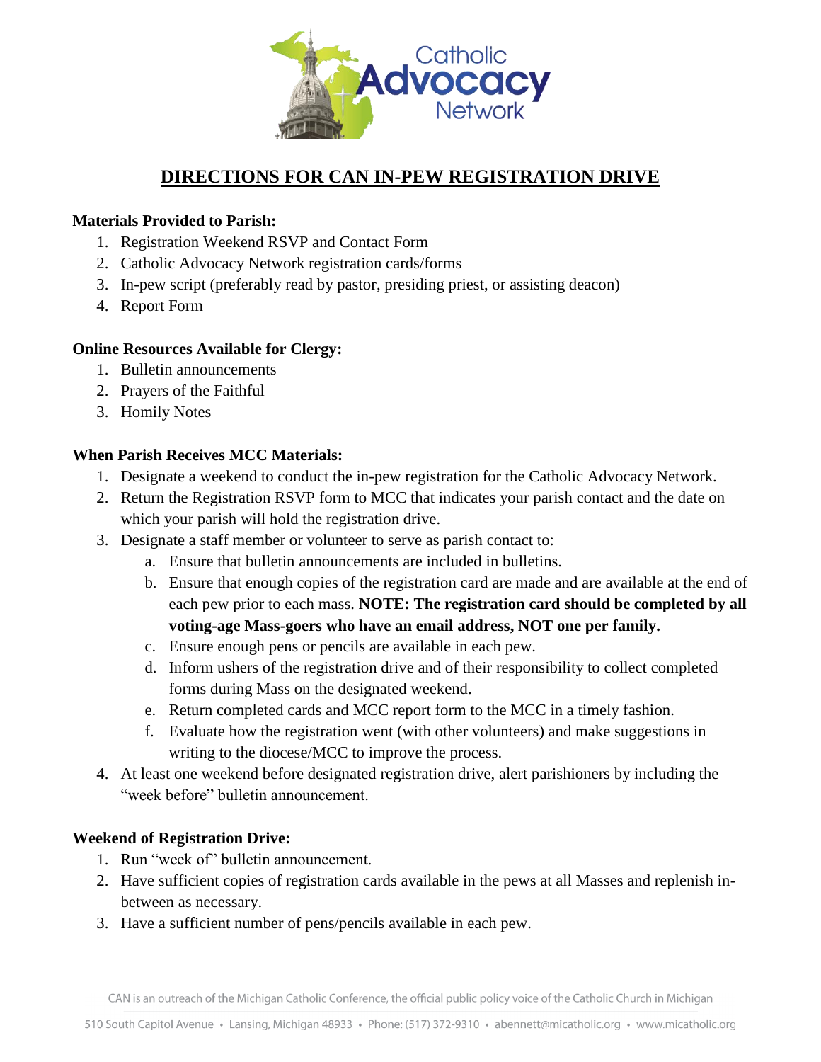# DIRECTIONS FOR CAN IN-PEW REGISTRATION DRIVE

**Materials Provided to Parish:**

1. Registration Weekend RSVP and Contact Form
2. Catholic Advocacy Network registration cards/forms
3. In-pew script (preferably read by pastor, presiding priest, or assisting deacon)
4. Report Form

**Online Resources Available for Clergy:**

1. Bulletin announcements
2. Prayers of the Faithful
3. Homily Notes

**When Parish Receives MCC Materials:**

1. Designate a weekend to conduct the in-pew registration for the Catholic Advocacy Network.
2. Return the Registration RSVP form to MCC that indicates your parish contact and the date on which your parish will hold the registration drive.
3. Designate a staff member or volunteer to serve as parish contact to:
   a. Ensure that bulletin announcements are included in bulletins.
   b. Ensure that enough copies of the registration card are made and are available at the end of each pew prior to each mass. **NOTE: The registration card should be completed by all voting-age Mass-goers who have an email address, NOT one per family.**
   c. Ensure enough pens or pencils are available in each pew.
   d. Inform ushers of the registration drive and of their responsibility to collect completed forms during Mass on the designated weekend.
   e. Return completed cards and MCC report form to the MCC in a timely fashion.
   f. Evaluate how the registration went (with other volunteers) and make suggestions in writing to the diocese/MCC to improve the process.
4. At least one weekend before designated registration drive, alert parishioners by including the "week before" bulletin announcement.

**Weekend of Registration Drive:**

1. Run "week of" bulletin announcement.
2. Have sufficient copies of registration cards available in the pews at all Masses and replenish in-between as necessary.
3. Have a sufficient number of pens/pencils available in each pew.

CAN is an outreach of the Michigan Catholic Conference, the official public policy voice of the Catholic Church in Michigan

510 South Capitol Avenue • Lansing, Michigan 48933 • Phone: (517) 372-9310 • abennett@micatholic.org • www.micatholic.org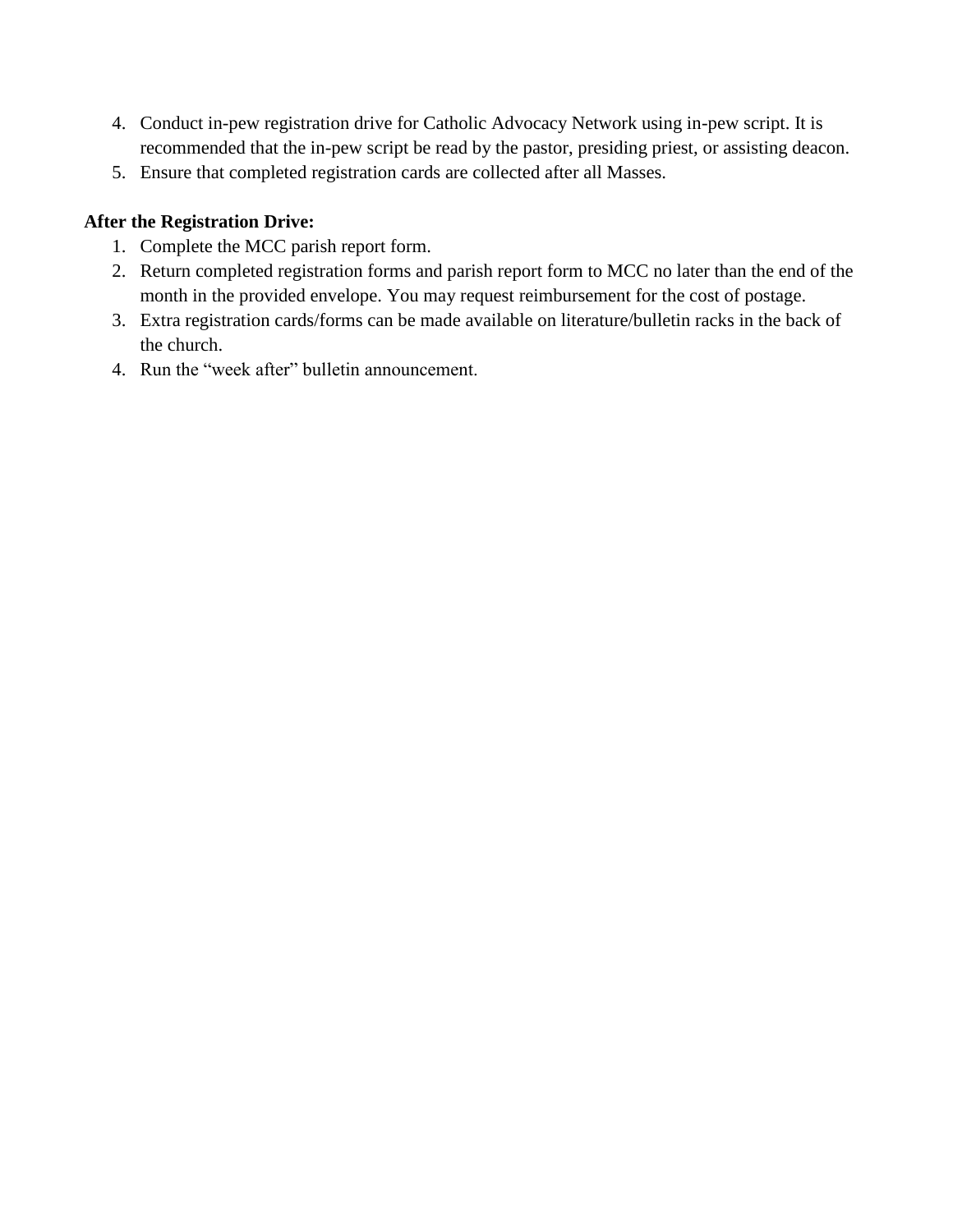4. Conduct in-pew registration drive for Catholic Advocacy Network using in-pew script. It is recommended that the in-pew script be read by the pastor, presiding priest, or assisting deacon.
5. Ensure that completed registration cards are collected after all Masses.

**After the Registration Drive:**

1. Complete the MCC parish report form.
2. Return completed registration forms and parish report form to MCC no later than the end of the month in the provided envelope. You may request reimbursement for the cost of postage.
3. Extra registration cards/forms can be made available on literature/bulletin racks in the back of the church.
4. Run the "week after" bulletin announcement.